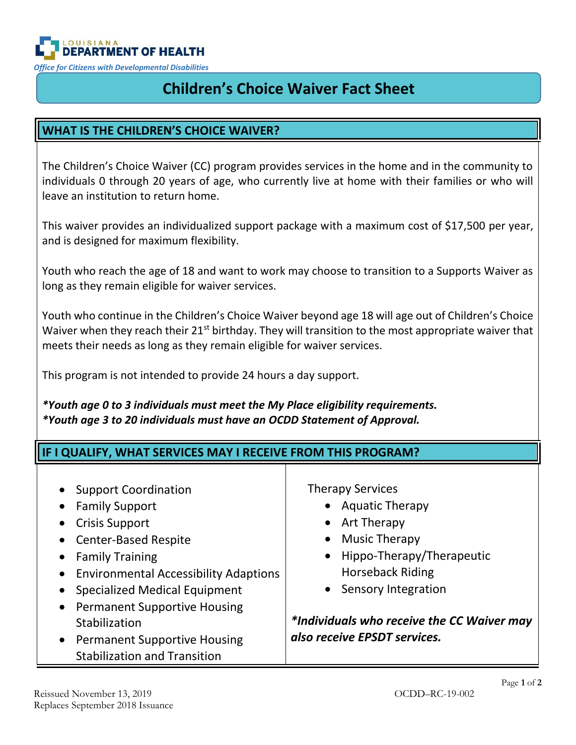Louisiana Department of Health

*Office for Citizens with Developmental Disabilities*

# Children's Choice Waiver Fact Sheet

## WHAT IS THE CHILDREN'S CHOICE WAIVER?

The Children's Choice Waiver (CC) program provides services in the home and in the community to individuals 0 through 20 years of age, who currently live at home with their families or who will leave an institution to return home.

This waiver provides an individualized support package with a maximum cost of $17,500 per year, and is designed for maximum flexibility.

Youth who reach the age of 18 and want to work may choose to transition to a Supports Waiver as long as they remain eligible for waiver services.

Youth who continue in the Children's Choice Waiver beyond age 18 will age out of Children's Choice Waiver when they reach their 21st birthday. They will transition to the most appropriate waiver that meets their needs as long as they remain eligible for waiver services.

This program is not intended to provide 24 hours a day support.

***Youth age 0 to 3 individuals must meet the My Place eligibility requirements.***
***Youth age 3 to 20 individuals must have an OCDD Statement of Approval.***

## IF I QUALIFY, WHAT SERVICES MAY I RECEIVE FROM THIS PROGRAM?

- Support Coordination
- Family Support
- Crisis Support
- Center-Based Respite
- Family Training
- Environmental Accessibility Adaptions
- Specialized Medical Equipment
- Permanent Supportive Housing Stabilization
- Permanent Supportive Housing Stabilization and Transition

Therapy Services
- Aquatic Therapy
- Art Therapy
- Music Therapy
- Hippo-Therapy/Therapeutic Horseback Riding
- Sensory Integration

***Individuals who receive the CC Waiver may also receive EPSDT services.***

Reissued November 13, 2019
Replaces September 2018 Issuance

OCDD–RC-19-002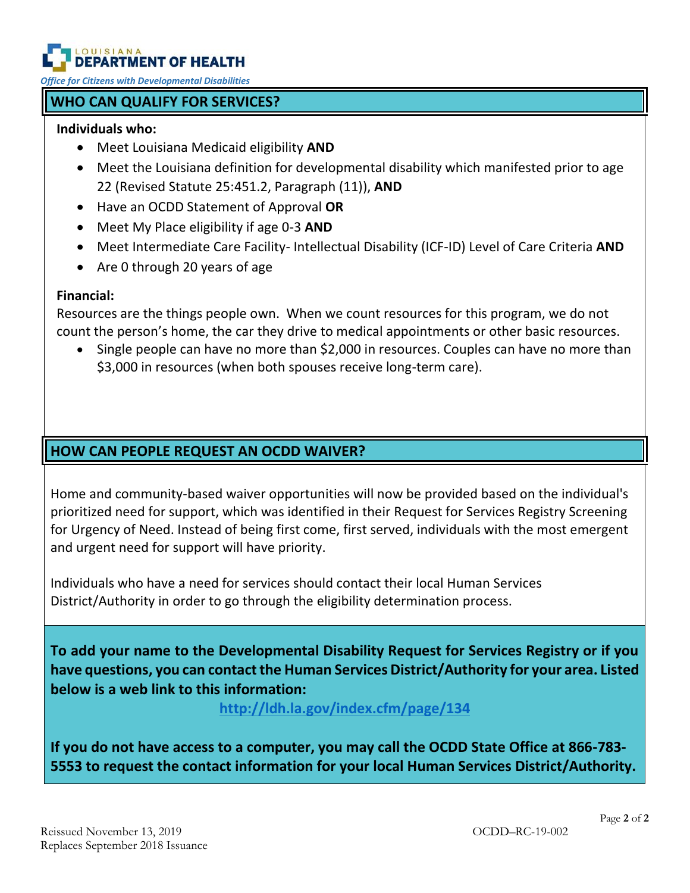LOUISIANA DEPARTMENT OF HEALTH

*Office for Citizens with Developmental Disabilities*

## WHO CAN QUALIFY FOR SERVICES?

**Individuals who:**

- Meet Louisiana Medicaid eligibility **AND**
- Meet the Louisiana definition for developmental disability which manifested prior to age 22 (Revised Statute 25:451.2, Paragraph (11)), **AND**
- Have an OCDD Statement of Approval **OR**
- Meet My Place eligibility if age 0-3 **AND**
- Meet Intermediate Care Facility- Intellectual Disability (ICF-ID) Level of Care Criteria **AND**
- Are 0 through 20 years of age

**Financial:**

Resources are the things people own. When we count resources for this program, we do not count the person's home, the car they drive to medical appointments or other basic resources.

- Single people can have no more than $2,000 in resources. Couples can have no more than $3,000 in resources (when both spouses receive long-term care).

## HOW CAN PEOPLE REQUEST AN OCDD WAIVER?

Home and community-based waiver opportunities will now be provided based on the individual's prioritized need for support, which was identified in their Request for Services Registry Screening for Urgency of Need. Instead of being first come, first served, individuals with the most emergent and urgent need for support will have priority.

Individuals who have a need for services should contact their local Human Services District/Authority in order to go through the eligibility determination process.

**To add your name to the Developmental Disability Request for Services Registry or if you have questions, you can contact the Human Services District/Authority for your area. Listed below is a web link to this information:**

**http://ldh.la.gov/index.cfm/page/134**

**If you do not have access to a computer, you may call the OCDD State Office at 866-783-5553 to request the contact information for your local Human Services District/Authority.**

Reissued November 13, 2019
Replaces September 2018 Issuance

OCDD–RC-19-002